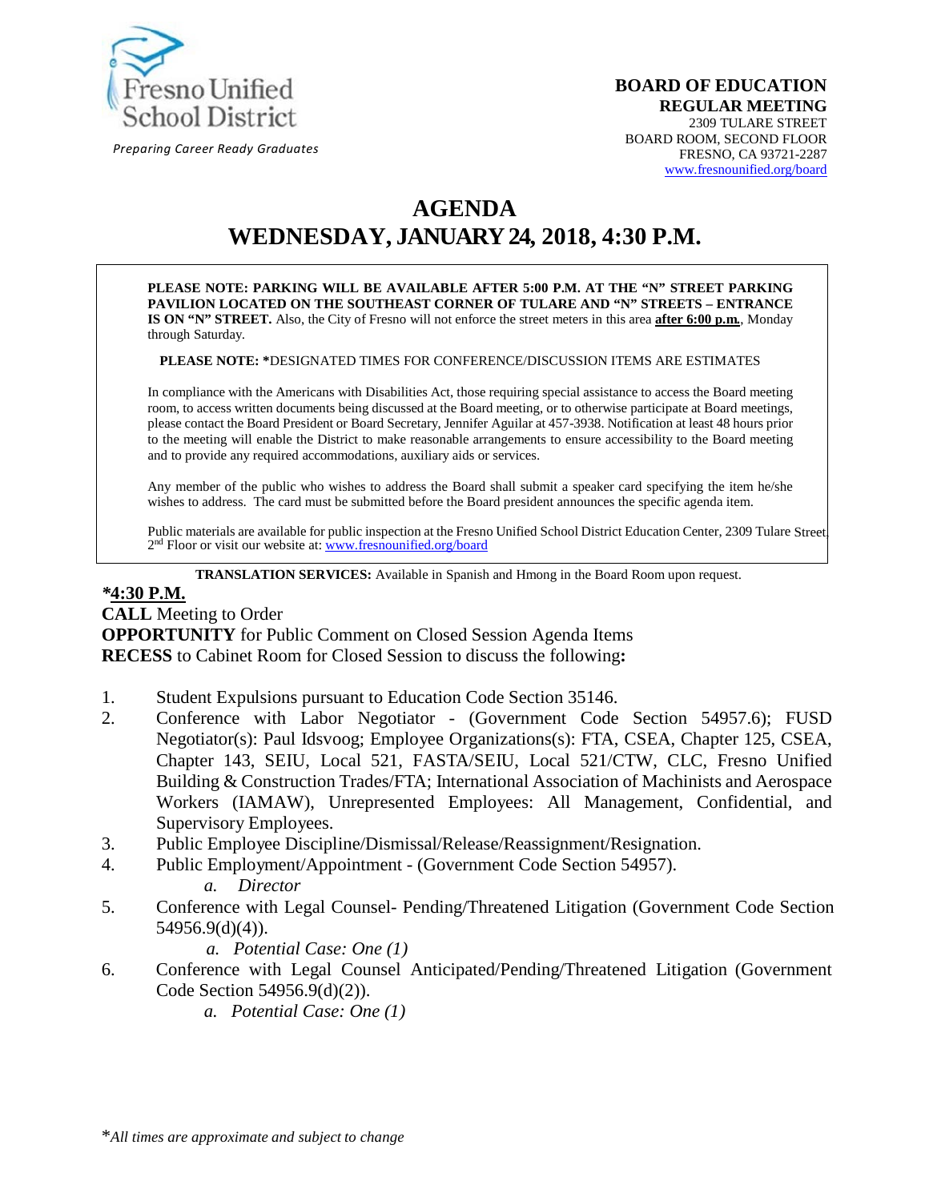Fresno Unified School District

*Preparing Career Ready Graduates*

**BOARD OF EDUCATION**
**REGULAR MEETING**
2309 TULARE STREET
BOARD ROOM, SECOND FLOOR
FRESNO, CA 93721-2287
www.fresnounified.org/board

# AGENDA
# WEDNESDAY, JANUARY 24, 2018, 4:30 P.M.

**PLEASE NOTE: PARKING WILL BE AVAILABLE AFTER 5:00 P.M. AT THE "N" STREET PARKING PAVILION LOCATED ON THE SOUTHEAST CORNER OF TULARE AND "N" STREETS – ENTRANCE IS ON "N" STREET.** Also, the City of Fresno will not enforce the street meters in this area **after 6:00 p.m.**, Monday through Saturday.

**PLEASE NOTE: ***DESIGNATED TIMES FOR CONFERENCE/DISCUSSION ITEMS ARE ESTIMATES

In compliance with the Americans with Disabilities Act, those requiring special assistance to access the Board meeting room, to access written documents being discussed at the Board meeting, or to otherwise participate at Board meetings, please contact the Board President or Board Secretary, Jennifer Aguilar at 457-3938. Notification at least 48 hours prior to the meeting will enable the District to make reasonable arrangements to ensure accessibility to the Board meeting and to provide any required accommodations, auxiliary aids or services.

Any member of the public who wishes to address the Board shall submit a speaker card specifying the item he/she wishes to address. The card must be submitted before the Board president announces the specific agenda item.

Public materials are available for public inspection at the Fresno Unified School District Education Center, 2309 Tulare Street, 2nd Floor or visit our website at: www.fresnounified.org/board

**TRANSLATION SERVICES:** Available in Spanish and Hmong in the Board Room upon request.

***4:30 P.M.**

**CALL** Meeting to Order
**OPPORTUNITY** for Public Comment on Closed Session Agenda Items
**RECESS** to Cabinet Room for Closed Session to discuss the following**:**

1. Student Expulsions pursuant to Education Code Section 35146.
2. Conference with Labor Negotiator - (Government Code Section 54957.6); FUSD Negotiator(s): Paul Idsvoog; Employee Organizations(s): FTA, CSEA, Chapter 125, CSEA, Chapter 143, SEIU, Local 521, FASTA/SEIU, Local 521/CTW, CLC, Fresno Unified Building & Construction Trades/FTA; International Association of Machinists and Aerospace Workers (IAMAW), Unrepresented Employees: All Management, Confidential, and Supervisory Employees.
3. Public Employee Discipline/Dismissal/Release/Reassignment/Resignation.
4. Public Employment/Appointment - (Government Code Section 54957).
   *a. Director*
5. Conference with Legal Counsel- Pending/Threatened Litigation (Government Code Section 54956.9(d)(4)).
   *a. Potential Case: One (1)*
6. Conference with Legal Counsel Anticipated/Pending/Threatened Litigation (Government Code Section 54956.9(d)(2)).
   *a. Potential Case: One (1)*

**All times are approximate and subject to change*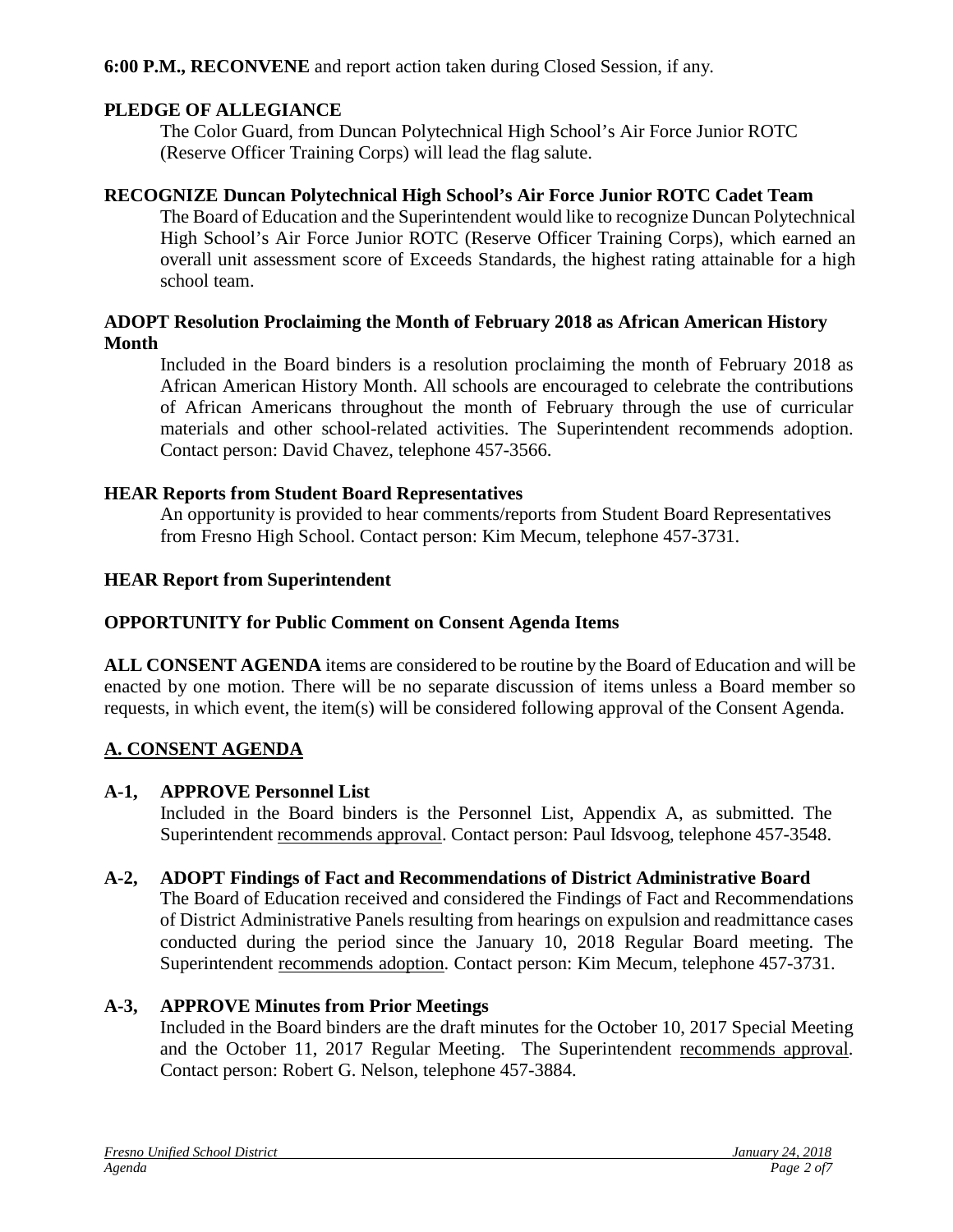**6:00 P.M., RECONVENE** and report action taken during Closed Session, if any.

**PLEDGE OF ALLEGIANCE**

The Color Guard, from Duncan Polytechnical High School's Air Force Junior ROTC (Reserve Officer Training Corps) will lead the flag salute.

**RECOGNIZE Duncan Polytechnical High School's Air Force Junior ROTC Cadet Team**

The Board of Education and the Superintendent would like to recognize Duncan Polytechnical High School's Air Force Junior ROTC (Reserve Officer Training Corps), which earned an overall unit assessment score of Exceeds Standards, the highest rating attainable for a high school team.

**ADOPT Resolution Proclaiming the Month of February 2018 as African American History Month**

Included in the Board binders is a resolution proclaiming the month of February 2018 as African American History Month. All schools are encouraged to celebrate the contributions of African Americans throughout the month of February through the use of curricular materials and other school-related activities. The Superintendent recommends adoption. Contact person: David Chavez, telephone 457-3566.

**HEAR Reports from Student Board Representatives**

An opportunity is provided to hear comments/reports from Student Board Representatives from Fresno High School. Contact person: Kim Mecum, telephone 457-3731.

**HEAR Report from Superintendent**

**OPPORTUNITY for Public Comment on Consent Agenda Items**

**ALL CONSENT AGENDA** items are considered to be routine by the Board of Education and will be enacted by one motion. There will be no separate discussion of items unless a Board member so requests, in which event, the item(s) will be considered following approval of the Consent Agenda.

## A. CONSENT AGENDA

**A-1, APPROVE Personnel List**

Included in the Board binders is the Personnel List, Appendix A, as submitted. The Superintendent recommends approval. Contact person: Paul Idsvoog, telephone 457-3548.

**A-2, ADOPT Findings of Fact and Recommendations of District Administrative Board**

The Board of Education received and considered the Findings of Fact and Recommendations of District Administrative Panels resulting from hearings on expulsion and readmittance cases conducted during the period since the January 10, 2018 Regular Board meeting. The Superintendent recommends adoption. Contact person: Kim Mecum, telephone 457-3731.

**A-3, APPROVE Minutes from Prior Meetings**

Included in the Board binders are the draft minutes for the October 10, 2017 Special Meeting and the October 11, 2017 Regular Meeting. The Superintendent recommends approval. Contact person: Robert G. Nelson, telephone 457-3884.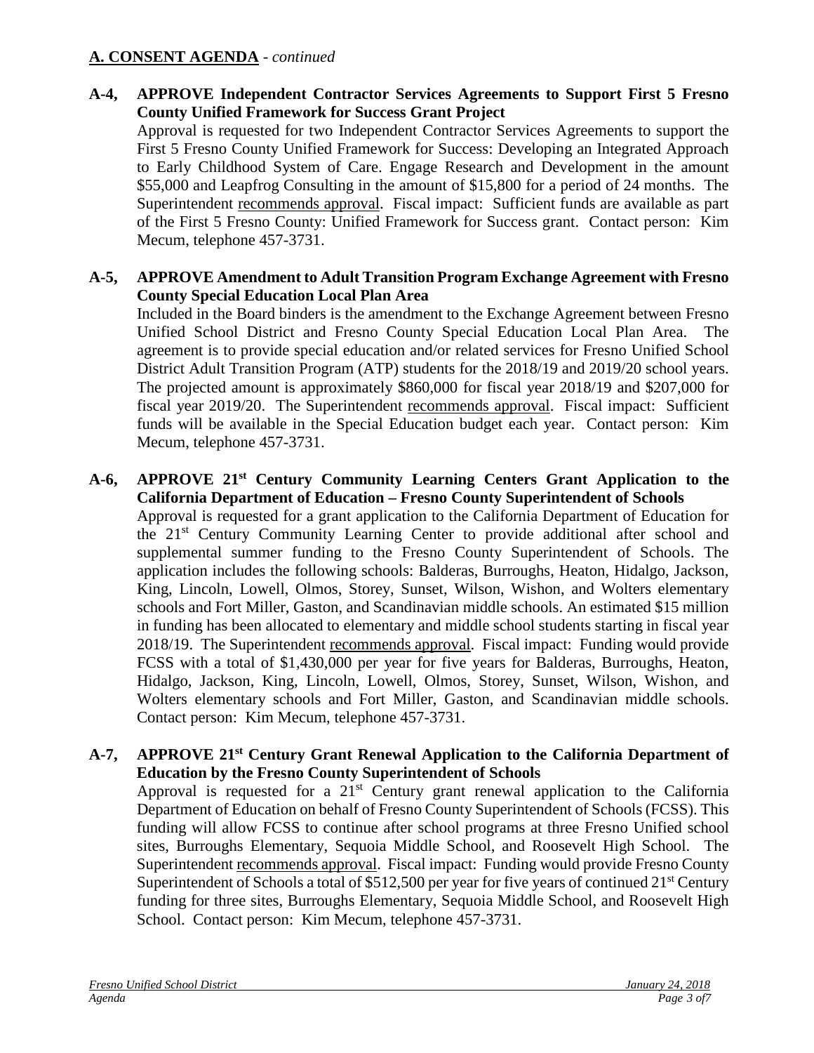## A. CONSENT AGENDA - *continued*

**A-4, APPROVE Independent Contractor Services Agreements to Support First 5 Fresno County Unified Framework for Success Grant Project**

Approval is requested for two Independent Contractor Services Agreements to support the First 5 Fresno County Unified Framework for Success: Developing an Integrated Approach to Early Childhood System of Care. Engage Research and Development in the amount \$55,000 and Leapfrog Consulting in the amount of \$15,800 for a period of 24 months. The Superintendent recommends approval. Fiscal impact: Sufficient funds are available as part of the First 5 Fresno County: Unified Framework for Success grant. Contact person: Kim Mecum, telephone 457-3731.

**A-5, APPROVE Amendment to Adult Transition Program Exchange Agreement with Fresno County Special Education Local Plan Area**

Included in the Board binders is the amendment to the Exchange Agreement between Fresno Unified School District and Fresno County Special Education Local Plan Area. The agreement is to provide special education and/or related services for Fresno Unified School District Adult Transition Program (ATP) students for the 2018/19 and 2019/20 school years. The projected amount is approximately \$860,000 for fiscal year 2018/19 and \$207,000 for fiscal year 2019/20. The Superintendent recommends approval. Fiscal impact: Sufficient funds will be available in the Special Education budget each year. Contact person: Kim Mecum, telephone 457-3731.

**A-6, APPROVE 21st Century Community Learning Centers Grant Application to the California Department of Education – Fresno County Superintendent of Schools**

Approval is requested for a grant application to the California Department of Education for the 21st Century Community Learning Center to provide additional after school and supplemental summer funding to the Fresno County Superintendent of Schools. The application includes the following schools: Balderas, Burroughs, Heaton, Hidalgo, Jackson, King, Lincoln, Lowell, Olmos, Storey, Sunset, Wilson, Wishon, and Wolters elementary schools and Fort Miller, Gaston, and Scandinavian middle schools. An estimated \$15 million in funding has been allocated to elementary and middle school students starting in fiscal year 2018/19. The Superintendent recommends approval. Fiscal impact: Funding would provide FCSS with a total of \$1,430,000 per year for five years for Balderas, Burroughs, Heaton, Hidalgo, Jackson, King, Lincoln, Lowell, Olmos, Storey, Sunset, Wilson, Wishon, and Wolters elementary schools and Fort Miller, Gaston, and Scandinavian middle schools. Contact person: Kim Mecum, telephone 457-3731.

**A-7, APPROVE 21st Century Grant Renewal Application to the California Department of Education by the Fresno County Superintendent of Schools**

Approval is requested for a 21st Century grant renewal application to the California Department of Education on behalf of Fresno County Superintendent of Schools (FCSS). This funding will allow FCSS to continue after school programs at three Fresno Unified school sites, Burroughs Elementary, Sequoia Middle School, and Roosevelt High School. The Superintendent recommends approval. Fiscal impact: Funding would provide Fresno County Superintendent of Schools a total of \$512,500 per year for five years of continued 21st Century funding for three sites, Burroughs Elementary, Sequoia Middle School, and Roosevelt High School. Contact person: Kim Mecum, telephone 457-3731.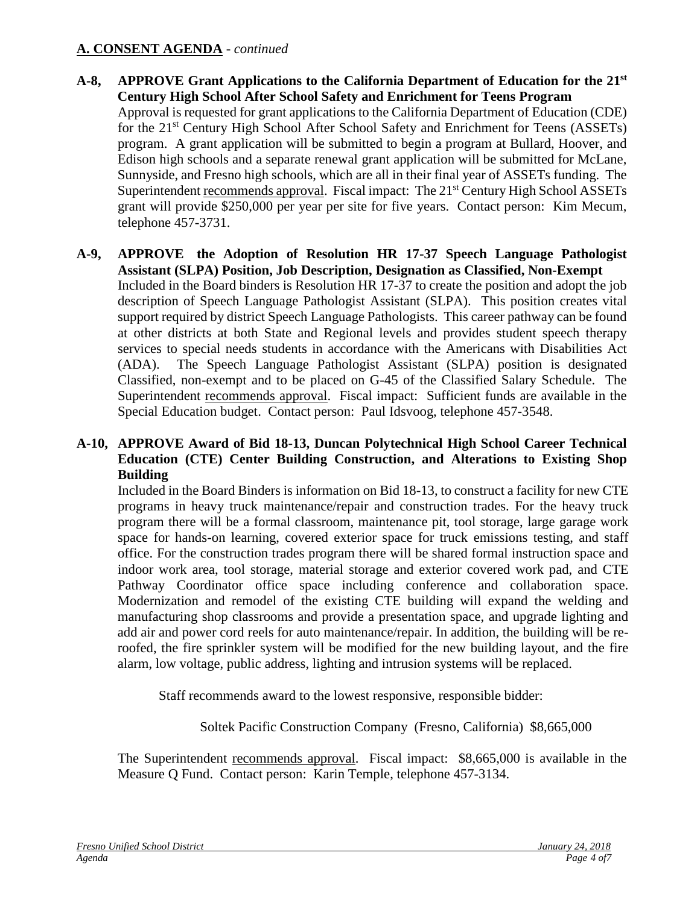## A. CONSENT AGENDA - *continued*

**A-8, APPROVE Grant Applications to the California Department of Education for the 21st Century High School After School Safety and Enrichment for Teens Program**

Approval is requested for grant applications to the California Department of Education (CDE) for the 21st Century High School After School Safety and Enrichment for Teens (ASSETs) program. A grant application will be submitted to begin a program at Bullard, Hoover, and Edison high schools and a separate renewal grant application will be submitted for McLane, Sunnyside, and Fresno high schools, which are all in their final year of ASSETs funding. The Superintendent recommends approval. Fiscal impact: The 21st Century High School ASSETs grant will provide $250,000 per year per site for five years. Contact person: Kim Mecum, telephone 457-3731.

**A-9, APPROVE the Adoption of Resolution HR 17-37 Speech Language Pathologist Assistant (SLPA) Position, Job Description, Designation as Classified, Non-Exempt**

Included in the Board binders is Resolution HR 17-37 to create the position and adopt the job description of Speech Language Pathologist Assistant (SLPA). This position creates vital support required by district Speech Language Pathologists. This career pathway can be found at other districts at both State and Regional levels and provides student speech therapy services to special needs students in accordance with the Americans with Disabilities Act (ADA). The Speech Language Pathologist Assistant (SLPA) position is designated Classified, non-exempt and to be placed on G-45 of the Classified Salary Schedule. The Superintendent recommends approval. Fiscal impact: Sufficient funds are available in the Special Education budget. Contact person: Paul Idsvoog, telephone 457-3548.

**A-10, APPROVE Award of Bid 18-13, Duncan Polytechnical High School Career Technical Education (CTE) Center Building Construction, and Alterations to Existing Shop Building**

Included in the Board Binders is information on Bid 18-13, to construct a facility for new CTE programs in heavy truck maintenance/repair and construction trades. For the heavy truck program there will be a formal classroom, maintenance pit, tool storage, large garage work space for hands-on learning, covered exterior space for truck emissions testing, and staff office. For the construction trades program there will be shared formal instruction space and indoor work area, tool storage, material storage and exterior covered work pad, and CTE Pathway Coordinator office space including conference and collaboration space. Modernization and remodel of the existing CTE building will expand the welding and manufacturing shop classrooms and provide a presentation space, and upgrade lighting and add air and power cord reels for auto maintenance/repair. In addition, the building will be re-roofed, the fire sprinkler system will be modified for the new building layout, and the fire alarm, low voltage, public address, lighting and intrusion systems will be replaced.

Staff recommends award to the lowest responsive, responsible bidder:

Soltek Pacific Construction Company (Fresno, California) $8,665,000

The Superintendent recommends approval. Fiscal impact: $8,665,000 is available in the Measure Q Fund. Contact person: Karin Temple, telephone 457-3134.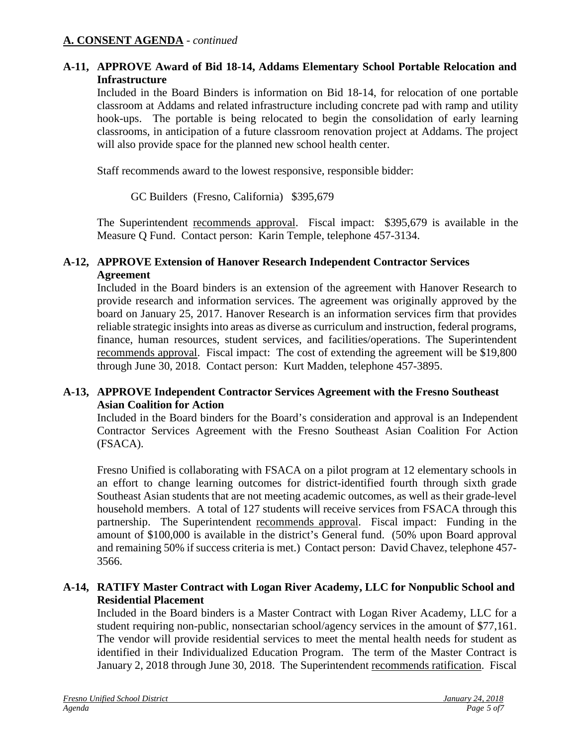## A. CONSENT AGENDA - *continued*

**A-11, APPROVE Award of Bid 18-14, Addams Elementary School Portable Relocation and Infrastructure**

Included in the Board Binders is information on Bid 18-14, for relocation of one portable classroom at Addams and related infrastructure including concrete pad with ramp and utility hook-ups. The portable is being relocated to begin the consolidation of early learning classrooms, in anticipation of a future classroom renovation project at Addams. The project will also provide space for the planned new school health center.

Staff recommends award to the lowest responsive, responsible bidder:

GC Builders (Fresno, California) $395,679

The Superintendent recommends approval. Fiscal impact: $395,679 is available in the Measure Q Fund. Contact person: Karin Temple, telephone 457-3134.

**A-12, APPROVE Extension of Hanover Research Independent Contractor Services Agreement**

Included in the Board binders is an extension of the agreement with Hanover Research to provide research and information services. The agreement was originally approved by the board on January 25, 2017. Hanover Research is an information services firm that provides reliable strategic insights into areas as diverse as curriculum and instruction, federal programs, finance, human resources, student services, and facilities/operations. The Superintendent recommends approval. Fiscal impact: The cost of extending the agreement will be $19,800 through June 30, 2018. Contact person: Kurt Madden, telephone 457-3895.

**A-13, APPROVE Independent Contractor Services Agreement with the Fresno Southeast Asian Coalition for Action**

Included in the Board binders for the Board's consideration and approval is an Independent Contractor Services Agreement with the Fresno Southeast Asian Coalition For Action (FSACA).

Fresno Unified is collaborating with FSACA on a pilot program at 12 elementary schools in an effort to change learning outcomes for district-identified fourth through sixth grade Southeast Asian students that are not meeting academic outcomes, as well as their grade-level household members. A total of 127 students will receive services from FSACA through this partnership. The Superintendent recommends approval. Fiscal impact: Funding in the amount of $100,000 is available in the district's General fund. (50% upon Board approval and remaining 50% if success criteria is met.) Contact person: David Chavez, telephone 457-3566.

**A-14, RATIFY Master Contract with Logan River Academy, LLC for Nonpublic School and Residential Placement**

Included in the Board binders is a Master Contract with Logan River Academy, LLC for a student requiring non-public, nonsectarian school/agency services in the amount of $77,161. The vendor will provide residential services to meet the mental health needs for student as identified in their Individualized Education Program. The term of the Master Contract is January 2, 2018 through June 30, 2018. The Superintendent recommends ratification. Fiscal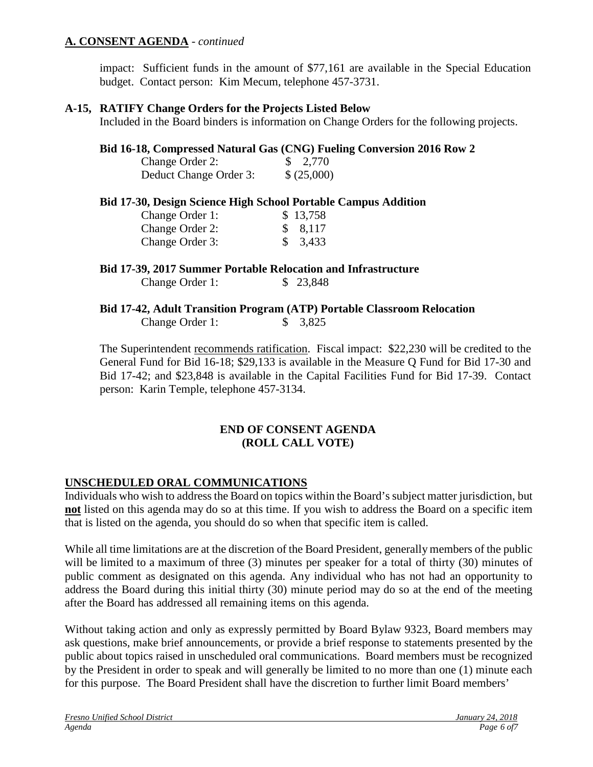## A. CONSENT AGENDA - *continued*

impact: Sufficient funds in the amount of $77,161 are available in the Special Education budget. Contact person: Kim Mecum, telephone 457-3731.

**A-15, RATIFY Change Orders for the Projects Listed Below**
Included in the Board binders is information on Change Orders for the following projects.

**Bid 16-18, Compressed Natural Gas (CNG) Fueling Conversion 2016 Row 2**

| | |
|---|---|
| Change Order 2: | $ 2,770 |
| Deduct Change Order 3: | $ (25,000) |

**Bid 17-30, Design Science High School Portable Campus Addition**

| | |
|---|---|
| Change Order 1: | $ 13,758 |
| Change Order 2: | $ 8,117 |
| Change Order 3: | $ 3,433 |

**Bid 17-39, 2017 Summer Portable Relocation and Infrastructure**

| | |
|---|---|
| Change Order 1: | $ 23,848 |

**Bid 17-42, Adult Transition Program (ATP) Portable Classroom Relocation**

| | |
|---|---|
| Change Order 1: | $ 3,825 |

The Superintendent recommends ratification. Fiscal impact: $22,230 will be credited to the General Fund for Bid 16-18; $29,133 is available in the Measure Q Fund for Bid 17-30 and Bid 17-42; and $23,848 is available in the Capital Facilities Fund for Bid 17-39. Contact person: Karin Temple, telephone 457-3134.

**END OF CONSENT AGENDA**
**(ROLL CALL VOTE)**

## UNSCHEDULED ORAL COMMUNICATIONS

Individuals who wish to address the Board on topics within the Board's subject matter jurisdiction, but **not** listed on this agenda may do so at this time. If you wish to address the Board on a specific item that is listed on the agenda, you should do so when that specific item is called.

While all time limitations are at the discretion of the Board President, generally members of the public will be limited to a maximum of three (3) minutes per speaker for a total of thirty (30) minutes of public comment as designated on this agenda. Any individual who has not had an opportunity to address the Board during this initial thirty (30) minute period may do so at the end of the meeting after the Board has addressed all remaining items on this agenda.

Without taking action and only as expressly permitted by Board Bylaw 9323, Board members may ask questions, make brief announcements, or provide a brief response to statements presented by the public about topics raised in unscheduled oral communications. Board members must be recognized by the President in order to speak and will generally be limited to no more than one (1) minute each for this purpose. The Board President shall have the discretion to further limit Board members'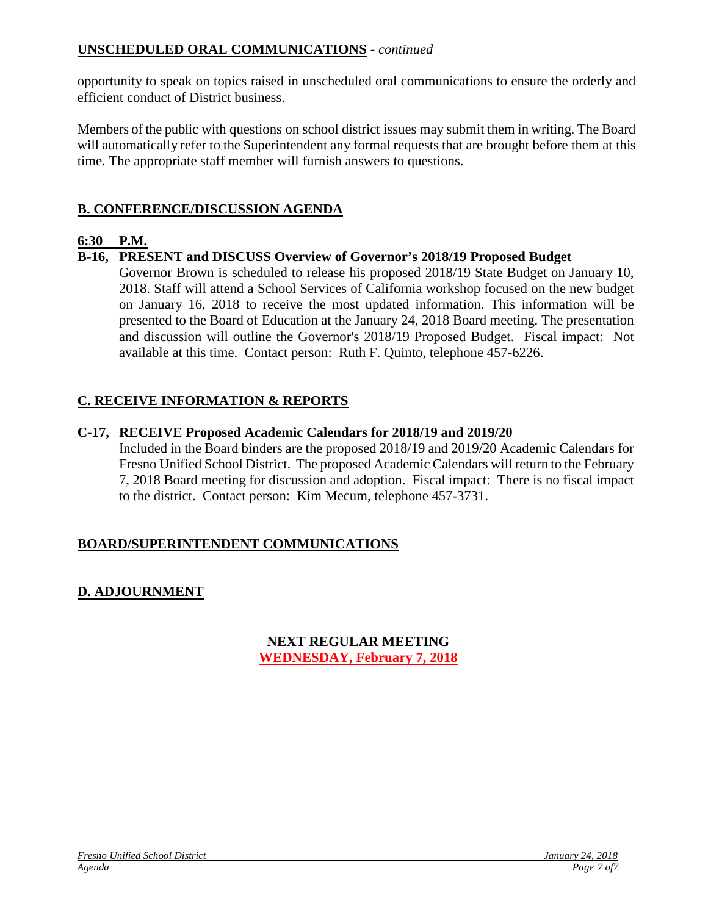## UNSCHEDULED ORAL COMMUNICATIONS - *continued*

opportunity to speak on topics raised in unscheduled oral communications to ensure the orderly and efficient conduct of District business.

Members of the public with questions on school district issues may submit them in writing. The Board will automatically refer to the Superintendent any formal requests that are brought before them at this time. The appropriate staff member will furnish answers to questions.

## B. CONFERENCE/DISCUSSION AGENDA

**6:30 P.M.**

**B-16, PRESENT and DISCUSS Overview of Governor's 2018/19 Proposed Budget**
Governor Brown is scheduled to release his proposed 2018/19 State Budget on January 10, 2018. Staff will attend a School Services of California workshop focused on the new budget on January 16, 2018 to receive the most updated information. This information will be presented to the Board of Education at the January 24, 2018 Board meeting. The presentation and discussion will outline the Governor's 2018/19 Proposed Budget. Fiscal impact: Not available at this time. Contact person: Ruth F. Quinto, telephone 457-6226.

## C. RECEIVE INFORMATION & REPORTS

**C-17, RECEIVE Proposed Academic Calendars for 2018/19 and 2019/20**
Included in the Board binders are the proposed 2018/19 and 2019/20 Academic Calendars for Fresno Unified School District. The proposed Academic Calendars will return to the February 7, 2018 Board meeting for discussion and adoption. Fiscal impact: There is no fiscal impact to the district. Contact person: Kim Mecum, telephone 457-3731.

## BOARD/SUPERINTENDENT COMMUNICATIONS

## D. ADJOURNMENT

**NEXT REGULAR MEETING**
**WEDNESDAY, February 7, 2018**